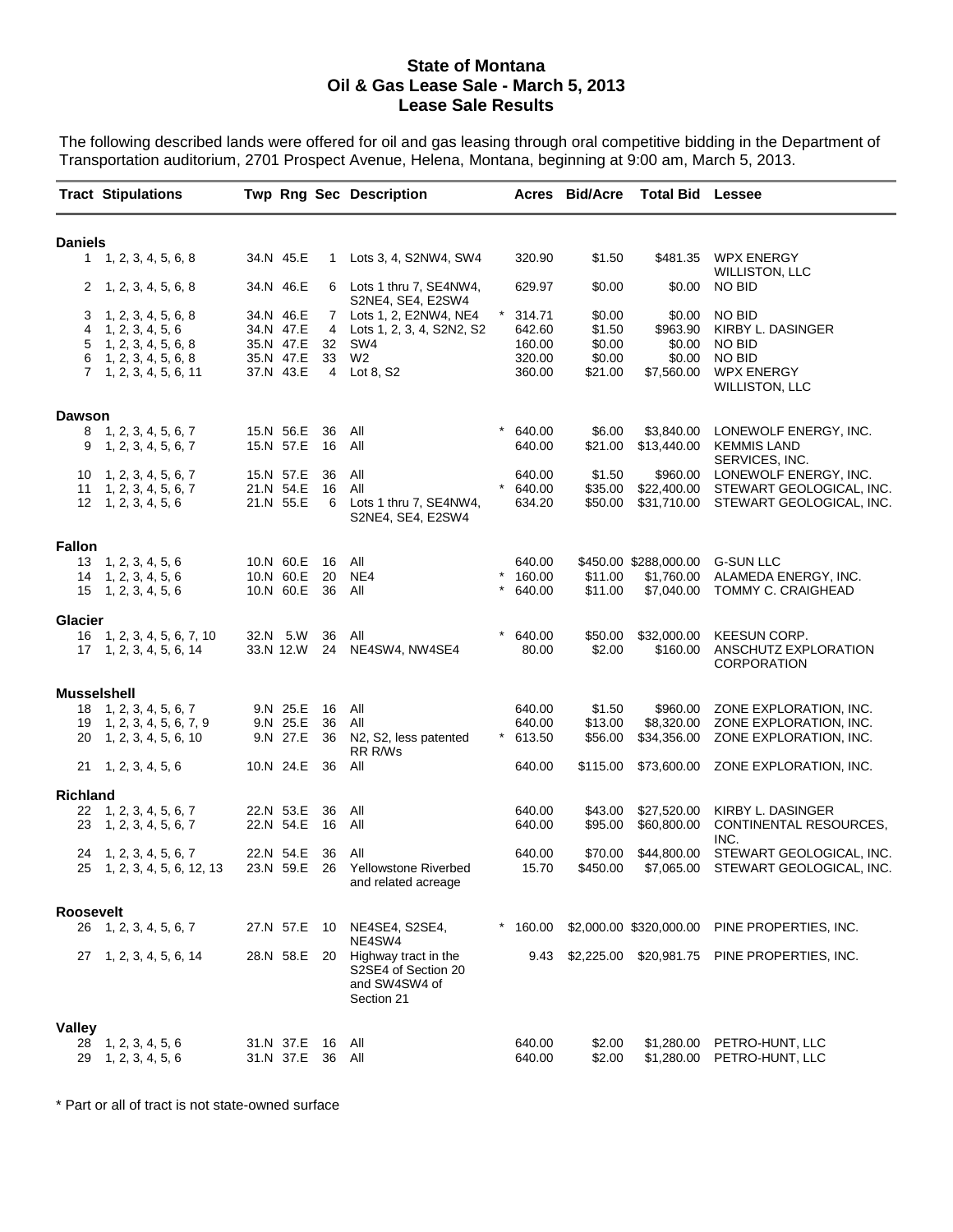# State of Montana
## Oil & Gas Lease Sale - March 5, 2013
## Lease Sale Results

The following described lands were offered for oil and gas leasing through oral competitive bidding in the Department of Transportation auditorium, 2701 Prospect Avenue, Helena, Montana, beginning at 9:00 am, March 5, 2013.

| Tract | Stipulations | Twp | Rng | Sec | Description | | Acres | Bid/Acre | Total Bid | Lessee |
|---|---|---|---|---|---|---|---|---|---|---|
| **Daniels** | | | | | | | | | | |
| 1 | 1, 2, 3, 4, 5, 6, 8 | 34.N | 45.E | 1 | Lots 3, 4, S2NW4, SW4 | | 320.90 | $1.50 | $481.35 | WPX ENERGY WILLISTON, LLC |
| 2 | 1, 2, 3, 4, 5, 6, 8 | 34.N | 46.E | 6 | Lots 1 thru 7, SE4NW4, S2NE4, SE4, E2SW4 | | 629.97 | $0.00 | $0.00 | NO BID |
| 3 | 1, 2, 3, 4, 5, 6, 8 | 34.N | 46.E | 7 | Lots 1, 2, E2NW4, NE4 | * | 314.71 | $0.00 | $0.00 | NO BID |
| 4 | 1, 2, 3, 4, 5, 6 | 34.N | 47.E | 4 | Lots 1, 2, 3, 4, S2N2, S2 | | 642.60 | $1.50 | $963.90 | KIRBY L. DASINGER |
| 5 | 1, 2, 3, 4, 5, 6, 8 | 35.N | 47.E | 32 | SW4 | | 160.00 | $0.00 | $0.00 | NO BID |
| 6 | 1, 2, 3, 4, 5, 6, 8 | 35.N | 47.E | 33 | W2 | | 320.00 | $0.00 | $0.00 | NO BID |
| 7 | 1, 2, 3, 4, 5, 6, 11 | 37.N | 43.E | 4 | Lot 8, S2 | | 360.00 | $21.00 | $7,560.00 | WPX ENERGY WILLISTON, LLC |
| **Dawson** | | | | | | | | | | |
| 8 | 1, 2, 3, 4, 5, 6, 7 | 15.N | 56.E | 36 | All | * | 640.00 | $6.00 | $3,840.00 | LONEWOLF ENERGY, INC. |
| 9 | 1, 2, 3, 4, 5, 6, 7 | 15.N | 57.E | 16 | All | | 640.00 | $21.00 | $13,440.00 | KEMMIS LAND SERVICES, INC. |
| 10 | 1, 2, 3, 4, 5, 6, 7 | 15.N | 57.E | 36 | All | | 640.00 | $1.50 | $960.00 | LONEWOLF ENERGY, INC. |
| 11 | 1, 2, 3, 4, 5, 6, 7 | 21.N | 54.E | 16 | All | * | 640.00 | $35.00 | $22,400.00 | STEWART GEOLOGICAL, INC. |
| 12 | 1, 2, 3, 4, 5, 6 | 21.N | 55.E | 6 | Lots 1 thru 7, SE4NW4, S2NE4, SE4, E2SW4 | | 634.20 | $50.00 | $31,710.00 | STEWART GEOLOGICAL, INC. |
| **Fallon** | | | | | | | | | | |
| 13 | 1, 2, 3, 4, 5, 6 | 10.N | 60.E | 16 | All | | 640.00 | $450.00 | $288,000.00 | G-SUN LLC |
| 14 | 1, 2, 3, 4, 5, 6 | 10.N | 60.E | 20 | NE4 | * | 160.00 | $11.00 | $1,760.00 | ALAMEDA ENERGY, INC. |
| 15 | 1, 2, 3, 4, 5, 6 | 10.N | 60.E | 36 | All | * | 640.00 | $11.00 | $7,040.00 | TOMMY C. CRAIGHEAD |
| **Glacier** | | | | | | | | | | |
| 16 | 1, 2, 3, 4, 5, 6, 7, 10 | 32.N | 5.W | 36 | All | * | 640.00 | $50.00 | $32,000.00 | KEESUN CORP. |
| 17 | 1, 2, 3, 4, 5, 6, 14 | 33.N | 12.W | 24 | NE4SW4, NW4SE4 | | 80.00 | $2.00 | $160.00 | ANSCHUTZ EXPLORATION CORPORATION |
| **Musselshell** | | | | | | | | | | |
| 18 | 1, 2, 3, 4, 5, 6, 7 | 9.N | 25.E | 16 | All | | 640.00 | $1.50 | $960.00 | ZONE EXPLORATION, INC. |
| 19 | 1, 2, 3, 4, 5, 6, 7, 9 | 9.N | 25.E | 36 | All | | 640.00 | $13.00 | $8,320.00 | ZONE EXPLORATION, INC. |
| 20 | 1, 2, 3, 4, 5, 6, 10 | 9.N | 27.E | 36 | N2, S2, less patented RR R/Ws | * | 613.50 | $56.00 | $34,356.00 | ZONE EXPLORATION, INC. |
| 21 | 1, 2, 3, 4, 5, 6 | 10.N | 24.E | 36 | All | | 640.00 | $115.00 | $73,600.00 | ZONE EXPLORATION, INC. |
| **Richland** | | | | | | | | | | |
| 22 | 1, 2, 3, 4, 5, 6, 7 | 22.N | 53.E | 36 | All | | 640.00 | $43.00 | $27,520.00 | KIRBY L. DASINGER |
| 23 | 1, 2, 3, 4, 5, 6, 7 | 22.N | 54.E | 16 | All | | 640.00 | $95.00 | $60,800.00 | CONTINENTAL RESOURCES, INC. |
| 24 | 1, 2, 3, 4, 5, 6, 7 | 22.N | 54.E | 36 | All | | 640.00 | $70.00 | $44,800.00 | STEWART GEOLOGICAL, INC. |
| 25 | 1, 2, 3, 4, 5, 6, 12, 13 | 23.N | 59.E | 26 | Yellowstone Riverbed and related acreage | | 15.70 | $450.00 | $7,065.00 | STEWART GEOLOGICAL, INC. |
| **Roosevelt** | | | | | | | | | | |
| 26 | 1, 2, 3, 4, 5, 6, 7 | 27.N | 57.E | 10 | NE4SE4, S2SE4, NE4SW4 | * | 160.00 | $2,000.00 | $320,000.00 | PINE PROPERTIES, INC. |
| 27 | 1, 2, 3, 4, 5, 6, 14 | 28.N | 58.E | 20 | Highway tract in the S2SE4 of Section 20 and SW4SW4 of Section 21 | | 9.43 | $2,225.00 | $20,981.75 | PINE PROPERTIES, INC. |
| **Valley** | | | | | | | | | | |
| 28 | 1, 2, 3, 4, 5, 6 | 31.N | 37.E | 16 | All | | 640.00 | $2.00 | $1,280.00 | PETRO-HUNT, LLC |
| 29 | 1, 2, 3, 4, 5, 6 | 31.N | 37.E | 36 | All | | 640.00 | $2.00 | $1,280.00 | PETRO-HUNT, LLC |

\* Part or all of tract is not state-owned surface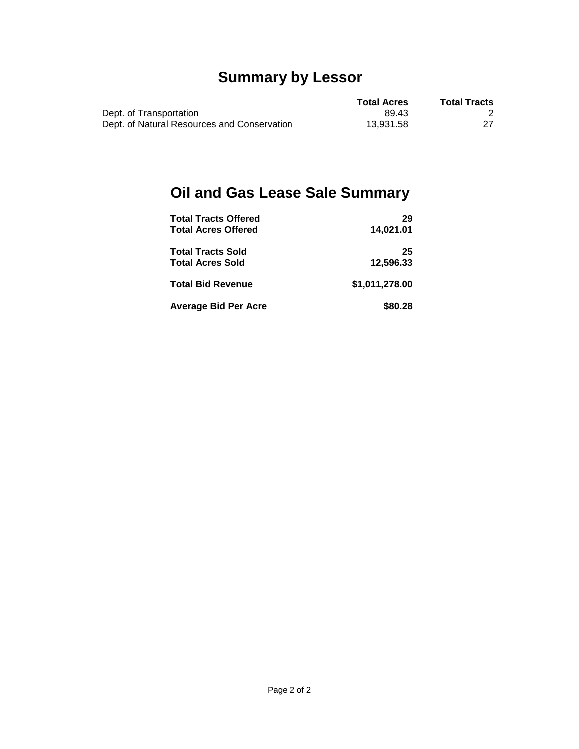## Summary by Lessor

| | Total Acres | Total Tracts |
|---|---|---|
| Dept. of Transportation | 89.43 | 2 |
| Dept. of Natural Resources and Conservation | 13,931.58 | 27 |

## Oil and Gas Lease Sale Summary

| | |
|---|---|
| **Total Tracts Offered** | **29** |
| **Total Acres Offered** | **14,021.01** |
| **Total Tracts Sold** | **25** |
| **Total Acres Sold** | **12,596.33** |
| **Total Bid Revenue** | **$1,011,278.00** |
| **Average Bid Per Acre** | **$80.28** |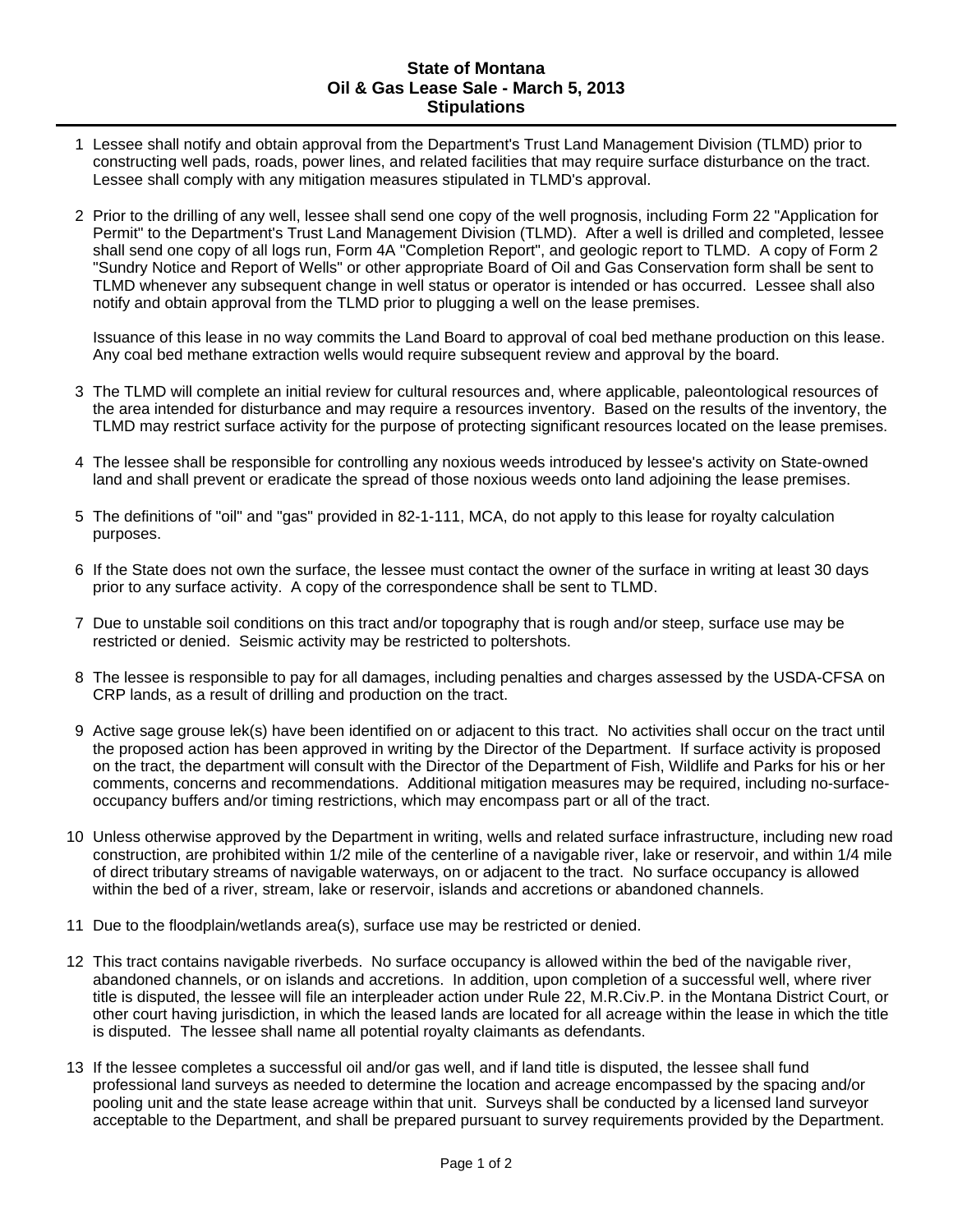# State of Montana
## Oil & Gas Lease Sale - March 5, 2013
## Stipulations

1. Lessee shall notify and obtain approval from the Department's Trust Land Management Division (TLMD) prior to constructing well pads, roads, power lines, and related facilities that may require surface disturbance on the tract. Lessee shall comply with any mitigation measures stipulated in TLMD's approval.

2. Prior to the drilling of any well, lessee shall send one copy of the well prognosis, including Form 22 "Application for Permit" to the Department's Trust Land Management Division (TLMD). After a well is drilled and completed, lessee shall send one copy of all logs run, Form 4A "Completion Report", and geologic report to TLMD. A copy of Form 2 "Sundry Notice and Report of Wells" or other appropriate Board of Oil and Gas Conservation form shall be sent to TLMD whenever any subsequent change in well status or operator is intended or has occurred. Lessee shall also notify and obtain approval from the TLMD prior to plugging a well on the lease premises.

   Issuance of this lease in no way commits the Land Board to approval of coal bed methane production on this lease. Any coal bed methane extraction wells would require subsequent review and approval by the board.

3. The TLMD will complete an initial review for cultural resources and, where applicable, paleontological resources of the area intended for disturbance and may require a resources inventory. Based on the results of the inventory, the TLMD may restrict surface activity for the purpose of protecting significant resources located on the lease premises.

4. The lessee shall be responsible for controlling any noxious weeds introduced by lessee's activity on State-owned land and shall prevent or eradicate the spread of those noxious weeds onto land adjoining the lease premises.

5. The definitions of "oil" and "gas" provided in 82-1-111, MCA, do not apply to this lease for royalty calculation purposes.

6. If the State does not own the surface, the lessee must contact the owner of the surface in writing at least 30 days prior to any surface activity. A copy of the correspondence shall be sent to TLMD.

7. Due to unstable soil conditions on this tract and/or topography that is rough and/or steep, surface use may be restricted or denied. Seismic activity may be restricted to poltershots.

8. The lessee is responsible to pay for all damages, including penalties and charges assessed by the USDA-CFSA on CRP lands, as a result of drilling and production on the tract.

9. Active sage grouse lek(s) have been identified on or adjacent to this tract. No activities shall occur on the tract until the proposed action has been approved in writing by the Director of the Department. If surface activity is proposed on the tract, the department will consult with the Director of the Department of Fish, Wildlife and Parks for his or her comments, concerns and recommendations. Additional mitigation measures may be required, including no-surface-occupancy buffers and/or timing restrictions, which may encompass part or all of the tract.

10. Unless otherwise approved by the Department in writing, wells and related surface infrastructure, including new road construction, are prohibited within 1/2 mile of the centerline of a navigable river, lake or reservoir, and within 1/4 mile of direct tributary streams of navigable waterways, on or adjacent to the tract. No surface occupancy is allowed within the bed of a river, stream, lake or reservoir, islands and accretions or abandoned channels.

11. Due to the floodplain/wetlands area(s), surface use may be restricted or denied.

12. This tract contains navigable riverbeds. No surface occupancy is allowed within the bed of the navigable river, abandoned channels, or on islands and accretions. In addition, upon completion of a successful well, where river title is disputed, the lessee will file an interpleader action under Rule 22, M.R.Civ.P. in the Montana District Court, or other court having jurisdiction, in which the leased lands are located for all acreage within the lease in which the title is disputed. The lessee shall name all potential royalty claimants as defendants.

13. If the lessee completes a successful oil and/or gas well, and if land title is disputed, the lessee shall fund professional land surveys as needed to determine the location and acreage encompassed by the spacing and/or pooling unit and the state lease acreage within that unit. Surveys shall be conducted by a licensed land surveyor acceptable to the Department, and shall be prepared pursuant to survey requirements provided by the Department.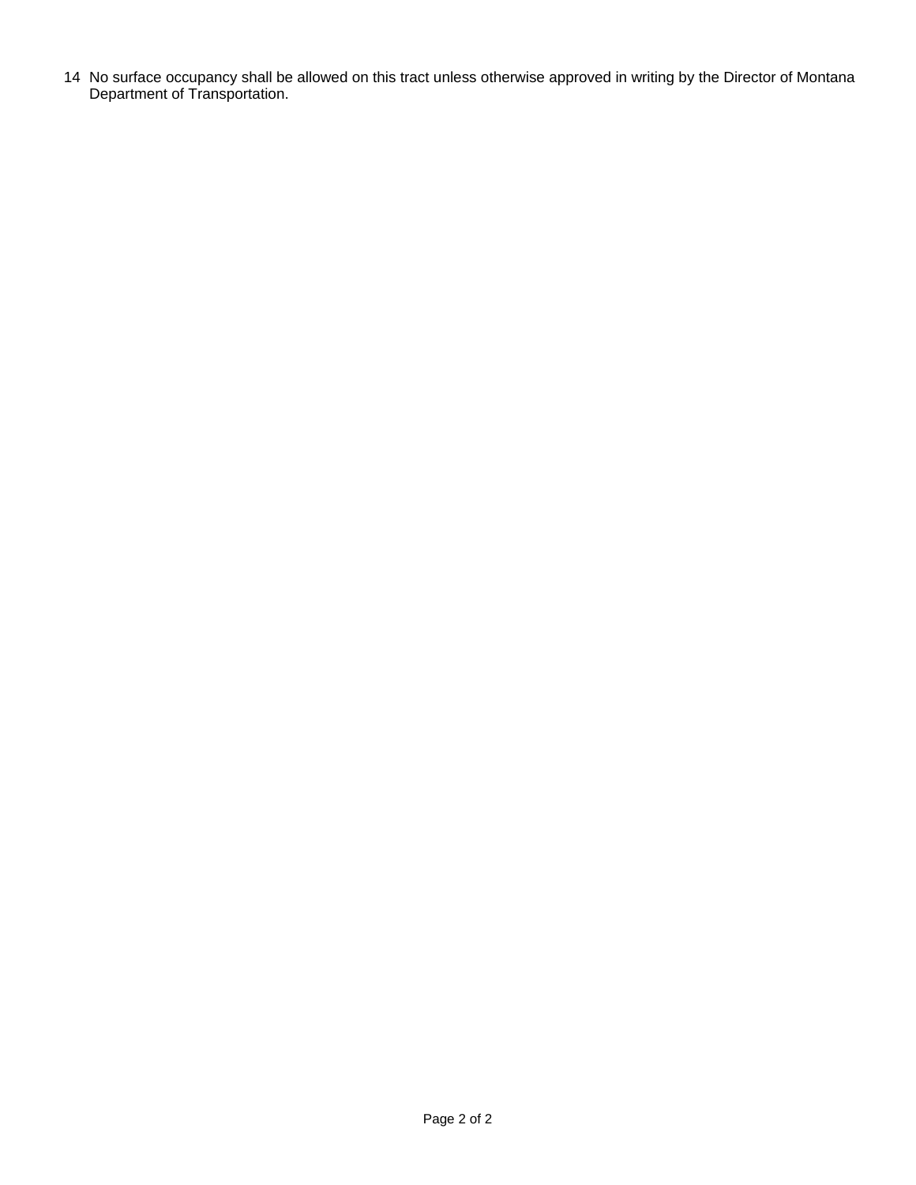14 No surface occupancy shall be allowed on this tract unless otherwise approved in writing by the Director of Montana Department of Transportation.